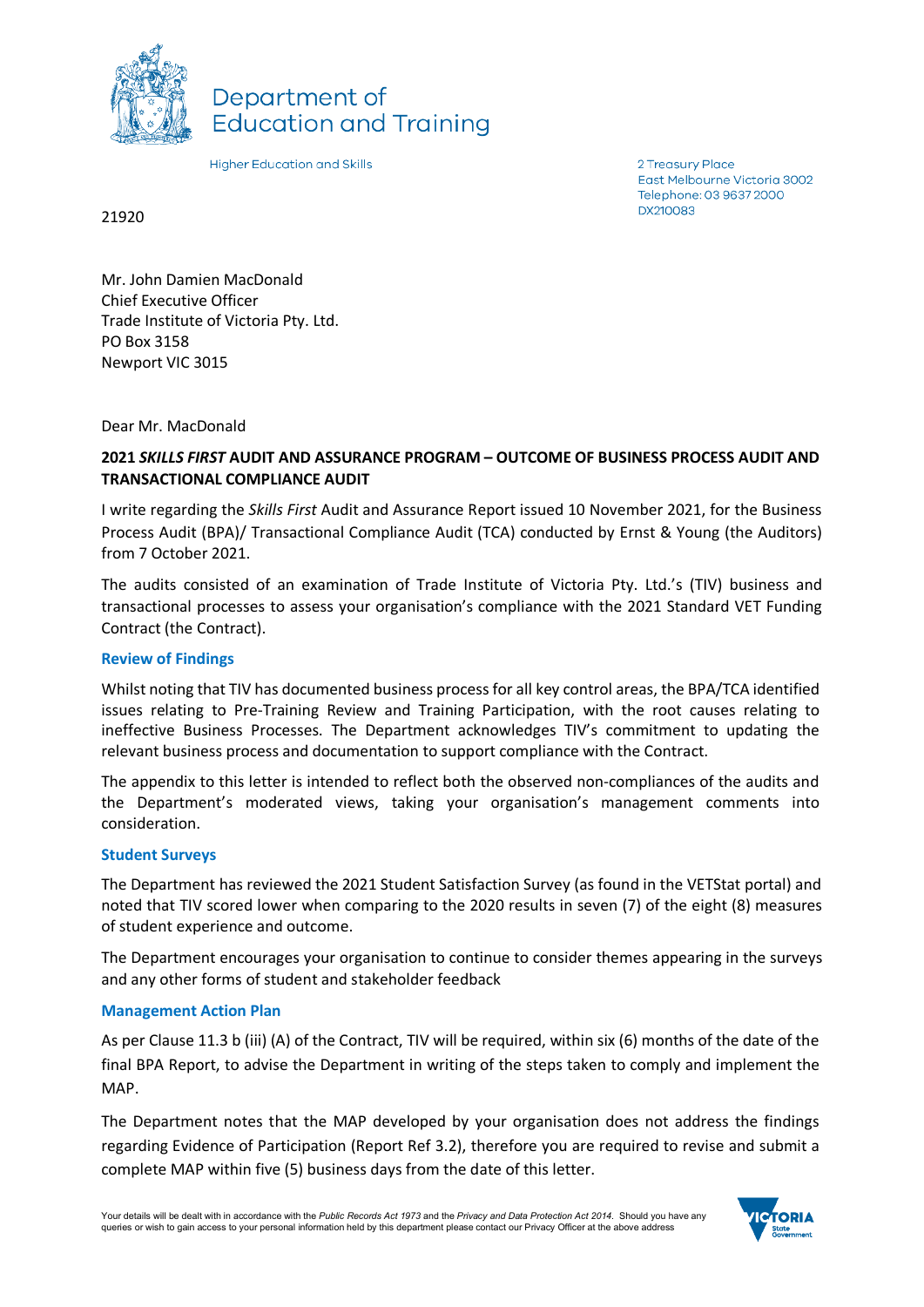Department of Education and Training

Higher Education and Skills

2 Treasury Place
East Melbourne Victoria 3002
Telephone: 03 9637 2000
DX210083

21920

Mr. John Damien MacDonald
Chief Executive Officer
Trade Institute of Victoria Pty. Ltd.
PO Box 3158
Newport VIC 3015

Dear Mr. MacDonald

**2021 *SKILLS FIRST* AUDIT AND ASSURANCE PROGRAM – OUTCOME OF BUSINESS PROCESS AUDIT AND TRANSACTIONAL COMPLIANCE AUDIT**

I write regarding the *Skills First* Audit and Assurance Report issued 10 November 2021, for the Business Process Audit (BPA)/ Transactional Compliance Audit (TCA) conducted by Ernst & Young (the Auditors) from 7 October 2021.

The audits consisted of an examination of Trade Institute of Victoria Pty. Ltd.'s (TIV) business and transactional processes to assess your organisation's compliance with the 2021 Standard VET Funding Contract (the Contract).

### Review of Findings

Whilst noting that TIV has documented business process for all key control areas, the BPA/TCA identified issues relating to Pre-Training Review and Training Participation, with the root causes relating to ineffective Business Processes. The Department acknowledges TIV's commitment to updating the relevant business process and documentation to support compliance with the Contract.

The appendix to this letter is intended to reflect both the observed non-compliances of the audits and the Department's moderated views, taking your organisation's management comments into consideration.

### Student Surveys

The Department has reviewed the 2021 Student Satisfaction Survey (as found in the VETStat portal) and noted that TIV scored lower when comparing to the 2020 results in seven (7) of the eight (8) measures of student experience and outcome.

The Department encourages your organisation to continue to consider themes appearing in the surveys and any other forms of student and stakeholder feedback

### Management Action Plan

As per Clause 11.3 b (iii) (A) of the Contract, TIV will be required, within six (6) months of the date of the final BPA Report, to advise the Department in writing of the steps taken to comply and implement the MAP.

The Department notes that the MAP developed by your organisation does not address the findings regarding Evidence of Participation (Report Ref 3.2), therefore you are required to revise and submit a complete MAP within five (5) business days from the date of this letter.

Your details will be dealt with in accordance with the *Public Records Act 1973* and the *Privacy and Data Protection Act 2014*. Should you have any queries or wish to gain access to your personal information held by this department please contact our Privacy Officer at the above address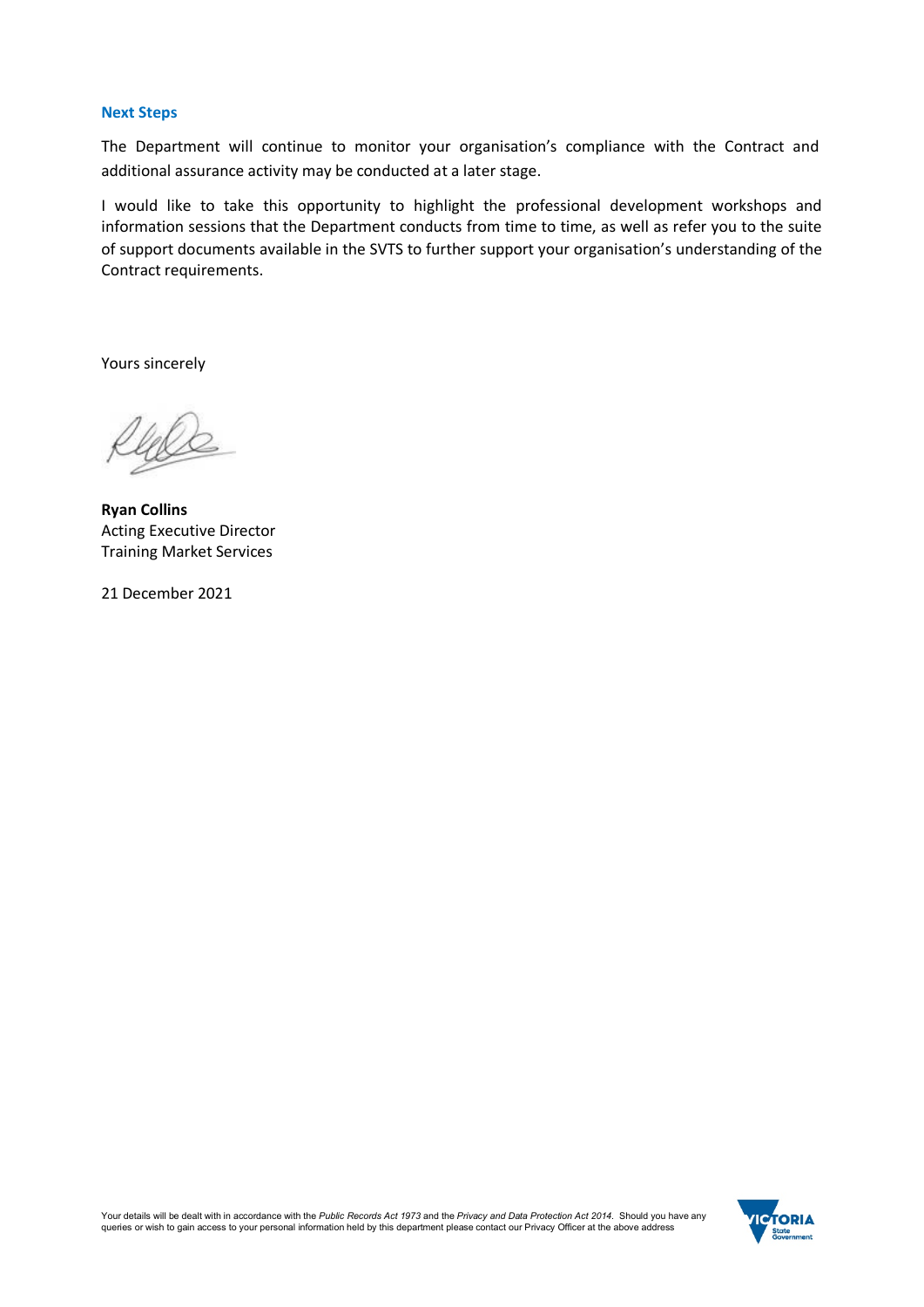## Next Steps

The Department will continue to monitor your organisation's compliance with the Contract and additional assurance activity may be conducted at a later stage.

I would like to take this opportunity to highlight the professional development workshops and information sessions that the Department conducts from time to time, as well as refer you to the suite of support documents available in the SVTS to further support your organisation's understanding of the Contract requirements.

Yours sincerely

**Ryan Collins**
Acting Executive Director
Training Market Services

21 December 2021

Your details will be dealt with in accordance with the *Public Records Act 1973* and the *Privacy and Data Protection Act 2014*. Should you have any queries or wish to gain access to your personal information held by this department please contact our Privacy Officer at the above address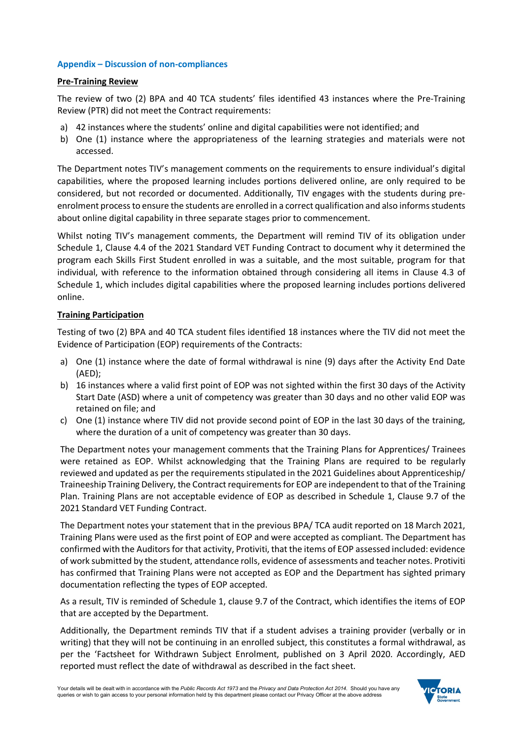### Appendix – Discussion of non-compliances

**Pre-Training Review**

The review of two (2) BPA and 40 TCA students' files identified 43 instances where the Pre-Training Review (PTR) did not meet the Contract requirements:

a) 42 instances where the students' online and digital capabilities were not identified; and
b) One (1) instance where the appropriateness of the learning strategies and materials were not accessed.

The Department notes TIV's management comments on the requirements to ensure individual's digital capabilities, where the proposed learning includes portions delivered online, are only required to be considered, but not recorded or documented. Additionally, TIV engages with the students during pre-enrolment process to ensure the students are enrolled in a correct qualification and also informs students about online digital capability in three separate stages prior to commencement.

Whilst noting TIV's management comments, the Department will remind TIV of its obligation under Schedule 1, Clause 4.4 of the 2021 Standard VET Funding Contract to document why it determined the program each Skills First Student enrolled in was a suitable, and the most suitable, program for that individual, with reference to the information obtained through considering all items in Clause 4.3 of Schedule 1, which includes digital capabilities where the proposed learning includes portions delivered online.

**Training Participation**

Testing of two (2) BPA and 40 TCA student files identified 18 instances where the TIV did not meet the Evidence of Participation (EOP) requirements of the Contracts:

a) One (1) instance where the date of formal withdrawal is nine (9) days after the Activity End Date (AED);
b) 16 instances where a valid first point of EOP was not sighted within the first 30 days of the Activity Start Date (ASD) where a unit of competency was greater than 30 days and no other valid EOP was retained on file; and
c) One (1) instance where TIV did not provide second point of EOP in the last 30 days of the training, where the duration of a unit of competency was greater than 30 days.

The Department notes your management comments that the Training Plans for Apprentices/ Trainees were retained as EOP. Whilst acknowledging that the Training Plans are required to be regularly reviewed and updated as per the requirements stipulated in the 2021 Guidelines about Apprenticeship/ Traineeship Training Delivery, the Contract requirements for EOP are independent to that of the Training Plan. Training Plans are not acceptable evidence of EOP as described in Schedule 1, Clause 9.7 of the 2021 Standard VET Funding Contract.

The Department notes your statement that in the previous BPA/ TCA audit reported on 18 March 2021, Training Plans were used as the first point of EOP and were accepted as compliant. The Department has confirmed with the Auditors for that activity, Protiviti, that the items of EOP assessed included: evidence of work submitted by the student, attendance rolls, evidence of assessments and teacher notes. Protiviti has confirmed that Training Plans were not accepted as EOP and the Department has sighted primary documentation reflecting the types of EOP accepted.

As a result, TIV is reminded of Schedule 1, clause 9.7 of the Contract, which identifies the items of EOP that are accepted by the Department.

Additionally, the Department reminds TIV that if a student advises a training provider (verbally or in writing) that they will not be continuing in an enrolled subject, this constitutes a formal withdrawal, as per the 'Factsheet for Withdrawn Subject Enrolment, published on 3 April 2020. Accordingly, AED reported must reflect the date of withdrawal as described in the fact sheet.